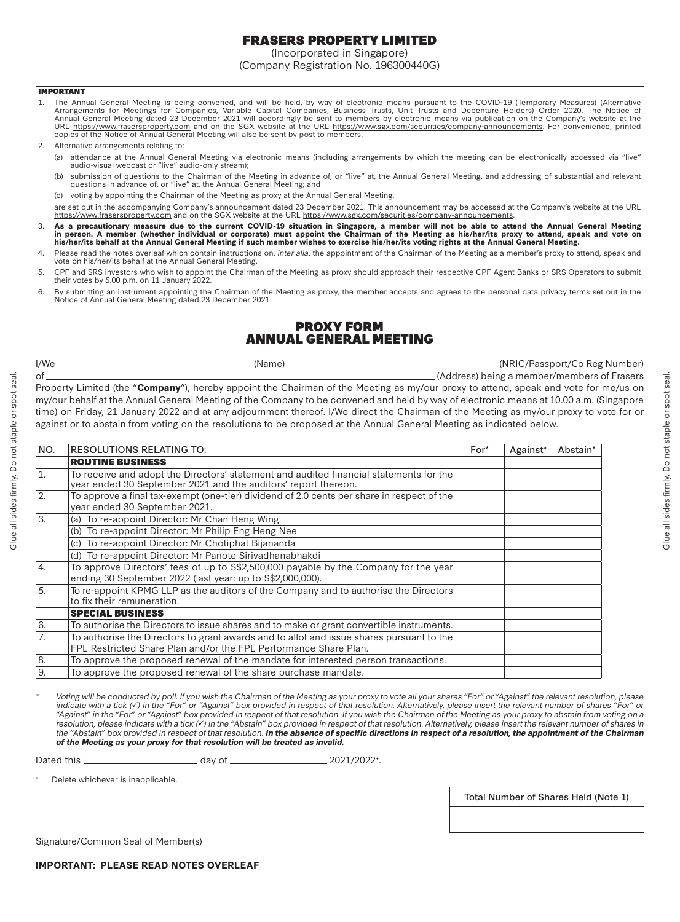# FRASERS PROPERTY LIMITED

(Incorporated in Singapore)
(Company Registration No. 196300440G)

**IMPORTANT**

1. The Annual General Meeting is being convened, and will be held, by way of electronic means pursuant to the COVID-19 (Temporary Measures) (Alternative Arrangements for Meetings for Companies, Variable Capital Companies, Business Trusts, Unit Trusts and Debenture Holders) Order 2020. The Notice of Annual General Meeting dated 23 December 2021 will accordingly be sent to members by electronic means via publication on the Company's website at the URL https://www.frasersproperty.com and on the SGX website at the URL https://www.sgx.com/securities/company-announcements. For convenience, printed copies of the Notice of Annual General Meeting will also be sent by post to members.
2. Alternative arrangements relating to:
   (a) attendance at the Annual General Meeting via electronic means (including arrangements by which the meeting can be electronically accessed via "live" audio-visual webcast or "live" audio-only stream);
   (b) submission of questions to the Chairman of the Meeting in advance of, or "live" at, the Annual General Meeting, and addressing of substantial and relevant questions in advance of, or "live" at, the Annual General Meeting; and
   (c) voting by appointing the Chairman of the Meeting as proxy at the Annual General Meeting,

   are set out in the accompanying Company's announcement dated 23 December 2021. This announcement may be accessed at the Company's website at the URL https://www.frasersproperty.com and on the SGX website at the URL https://www.sgx.com/securities/company-announcements.
3. **As a precautionary measure due to the current COVID-19 situation in Singapore, a member will not be able to attend the Annual General Meeting in person. A member (whether individual or corporate) must appoint the Chairman of the Meeting as his/her/its proxy to attend, speak and vote on his/her/its behalf at the Annual General Meeting if such member wishes to exercise his/her/its voting rights at the Annual General Meeting.**
4. Please read the notes overleaf which contain instructions on, *inter alia*, the appointment of the Chairman of the Meeting as a member's proxy to attend, speak and vote on his/her/its behalf at the Annual General Meeting.
5. CPF and SRS investors who wish to appoint the Chairman of the Meeting as proxy should approach their respective CPF Agent Banks or SRS Operators to submit their votes by 5.00 p.m. on 11 January 2022.
6. By submitting an instrument appointing the Chairman of the Meeting as proxy, the member accepts and agrees to the personal data privacy terms set out in the Notice of Annual General Meeting dated 23 December 2021.

## PROXY FORM
## ANNUAL GENERAL MEETING

I/We ______________________ (Name) ______________________ (NRIC/Passport/Co Reg Number)
of ______________________________ (Address) being a member/members of Frasers Property Limited (the "**Company**"), hereby appoint the Chairman of the Meeting as my/our proxy to attend, speak and vote for me/us on my/our behalf at the Annual General Meeting of the Company to be convened and held by way of electronic means at 10.00 a.m. (Singapore time) on Friday, 21 January 2022 and at any adjournment thereof. I/We direct the Chairman of the Meeting as my/our proxy to vote for or against or to abstain from voting on the resolutions to be proposed at the Annual General Meeting as indicated below.

| NO. | RESOLUTIONS RELATING TO: | For* | Against* | Abstain* |
|---|---|---|---|---|
| | **ROUTINE BUSINESS** | | | |
| 1. | To receive and adopt the Directors' statement and audited financial statements for the year ended 30 September 2021 and the auditors' report thereon. | | | |
| 2. | To approve a final tax-exempt (one-tier) dividend of 2.0 cents per share in respect of the year ended 30 September 2021. | | | |
| 3. | (a) To re-appoint Director: Mr Chan Heng Wing | | | |
| | (b) To re-appoint Director: Mr Philip Eng Heng Nee | | | |
| | (c) To re-appoint Director: Mr Chotiphat Bijananda | | | |
| | (d) To re-appoint Director: Mr Panote Sirivadhanabhakdi | | | |
| 4. | To approve Directors' fees of up to S$2,500,000 payable by the Company for the year ending 30 September 2022 (last year: up to S$2,000,000). | | | |
| 5. | To re-appoint KPMG LLP as the auditors of the Company and to authorise the Directors to fix their remuneration. | | | |
| | **SPECIAL BUSINESS** | | | |
| 6. | To authorise the Directors to issue shares and to make or grant convertible instruments. | | | |
| 7. | To authorise the Directors to grant awards and to allot and issue shares pursuant to the FPL Restricted Share Plan and/or the FPL Performance Share Plan. | | | |
| 8. | To approve the proposed renewal of the mandate for interested person transactions. | | | |
| 9. | To approve the proposed renewal of the share purchase mandate. | | | |

\* *Voting will be conducted by poll. If you wish the Chairman of the Meeting as your proxy to vote all your shares "For" or "Against" the relevant resolution, please indicate with a tick (✓) in the "For" or "Against" box provided in respect of that resolution. Alternatively, please insert the relevant number of shares "For" or "Against" in the "For" or "Against" box provided in respect of that resolution. If you wish the Chairman of the Meeting as your proxy to abstain from voting on a resolution, please indicate with a tick (✓) in the "Abstain" box provided in respect of that resolution. Alternatively, please insert the relevant number of shares in the "Abstain" box provided in respect of that resolution.* ***In the absence of specific directions in respect of a resolution, the appointment of the Chairman of the Meeting as your proxy for that resolution will be treated as invalid.***

Dated this ______________ day of ______________ 2021/2022+.

\+ Delete whichever is inapplicable.

| Total Number of Shares Held (Note 1) |
|---|
| |

______________________________
Signature/Common Seal of Member(s)

**IMPORTANT: PLEASE READ NOTES OVERLEAF**

Glue all sides firmly. Do not staple or spot seal.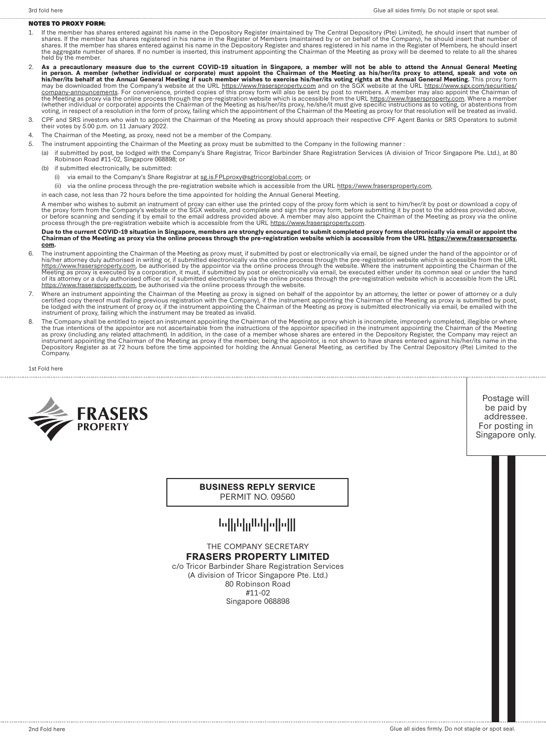3rd fold here

Glue all sides firmly. Do not staple or spot seal.

**NOTES TO PROXY FORM:**

1. If the member has shares entered against his name in the Depository Register (maintained by The Central Depository (Pte) Limited), he should insert that number of shares. If the member has shares registered in his name in the Register of Members (maintained by or on behalf of the Company), he should insert that number of shares. If the member has shares entered against his name in the Depository Register and shares registered in his name in the Register of Members, he should insert the aggregate number of shares. If no number is inserted, this instrument appointing the Chairman of the Meeting as proxy will be deemed to relate to all the shares held by the member.
2. **As a precautionary measure due to the current COVID-19 situation in Singapore, a member will not be able to attend the Annual General Meeting in person. A member (whether individual or corporate) must appoint the Chairman of the Meeting as his/her/its proxy to attend, speak and vote on his/her/its behalf at the Annual General Meeting if such member wishes to exercise his/her/its voting rights at the Annual General Meeting.** This proxy form may be downloaded from the Company's website at the URL https://www.frasersproperty.com and on the SGX website at the URL https://www.sgx.com/securities/company-announcements. For convenience, printed copies of this proxy form will also be sent by post to members. A member may also appoint the Chairman of the Meeting as proxy via the online process through the pre-registration website which is accessible from the URL https://www.frasersproperty.com. Where a member (whether individual or corporate) appoints the Chairman of the Meeting as his/her/its proxy, he/she/it must give specific instructions as to voting, or abstentions from voting, in respect of a resolution in the form of proxy, failing which the appointment of the Chairman of the Meeting as proxy for that resolution will be treated as invalid.
3. CPF and SRS investors who wish to appoint the Chairman of the Meeting as proxy should approach their respective CPF Agent Banks or SRS Operators to submit their votes by 5.00 p.m. on 11 January 2022.
4. The Chairman of the Meeting, as proxy, need not be a member of the Company.
5. The instrument appointing the Chairman of the Meeting as proxy must be submitted to the Company in the following manner :
   (a) if submitted by post, be lodged with the Company's Share Registrar, Tricor Barbinder Share Registration Services (A division of Tricor Singapore Pte. Ltd.), at 80 Robinson Road #11-02, Singapore 068898; or
   (b) if submitted electronically, be submitted:
      (i) via email to the Company's Share Registrar at sg.is.FPLproxy@sgtricorglobal.com; or
      (ii) via the online process through the pre-registration website which is accessible from the URL https://www.frasersproperty.com,

   in each case, not less than 72 hours before the time appointed for holding the Annual General Meeting.

   A member who wishes to submit an instrument of proxy can either use the printed copy of the proxy form which is sent to him/her/it by post or download a copy of the proxy form from the Company's website or the SGX website, and complete and sign the proxy form, before submitting it by post to the address provided above, or before scanning and sending it by email to the email address provided above. A member may also appoint the Chairman of the Meeting as proxy via the online process through the pre-registration website which is accessible from the URL https://www.frasersproperty.com.

   **Due to the current COVID-19 situation in Singapore, members are strongly encouraged to submit completed proxy forms electronically via email or appoint the Chairman of the Meeting as proxy via the online process through the pre-registration website which is accessible from the URL https://www.frasersproperty.com.**
6. The instrument appointing the Chairman of the Meeting as proxy must, if submitted by post or electronically via email, be signed under the hand of the appointor or of his/her attorney duly authorised in writing or, if submitted electronically via the online process through the pre-registration website which is accessible from the URL https://www.frasersproperty.com, be authorised by the appointor via the online process through the website. Where the instrument appointing the Chairman of the Meeting as proxy is executed by a corporation, it must, if submitted by post or electronically via email, be executed either under its common seal or under the hand of its attorney or a duly authorised officer or, if submitted electronically via the online process through the pre-registration website which is accessible from the URL https://www.frasersproperty.com, be authorised via the online process through the website.
7. Where an instrument appointing the Chairman of the Meeting as proxy is signed on behalf of the appointor by an attorney, the letter or power of attorney or a duly certified copy thereof must (failing previous registration with the Company), if the instrument appointing the Chairman of the Meeting as proxy is submitted by post, be lodged with the instrument of proxy or, if the instrument appointing the Chairman of the Meeting as proxy is submitted electronically via email, be emailed with the instrument of proxy, failing which the instrument may be treated as invalid.
8. The Company shall be entitled to reject an instrument appointing the Chairman of the Meeting as proxy which is incomplete, improperly completed, illegible or where the true intentions of the appointor are not ascertainable from the instructions of the appointor specified in the instrument appointing the Chairman of the Meeting as proxy (including any related attachment). In addition, in the case of a member whose shares are entered in the Depository Register, the Company may reject an instrument appointing the Chairman of the Meeting as proxy if the member, being the appointor, is not shown to have shares entered against his/her/its name in the Depository Register as at 72 hours before the time appointed for holding the Annual General Meeting, as certified by The Central Depository (Pte) Limited to the Company.

1st Fold here

FRASERS PROPERTY

Postage will be paid by addressee. For posting in Singapore only.

**BUSINESS REPLY SERVICE**
PERMIT NO. 09560

THE COMPANY SECRETARY
**FRASERS PROPERTY LIMITED**
c/o Tricor Barbinder Share Registration Services
(A division of Tricor Singapore Pte. Ltd.)
80 Robinson Road
#11-02
Singapore 068898

2nd Fold here

Glue all sides firmly. Do not staple or spot seal.